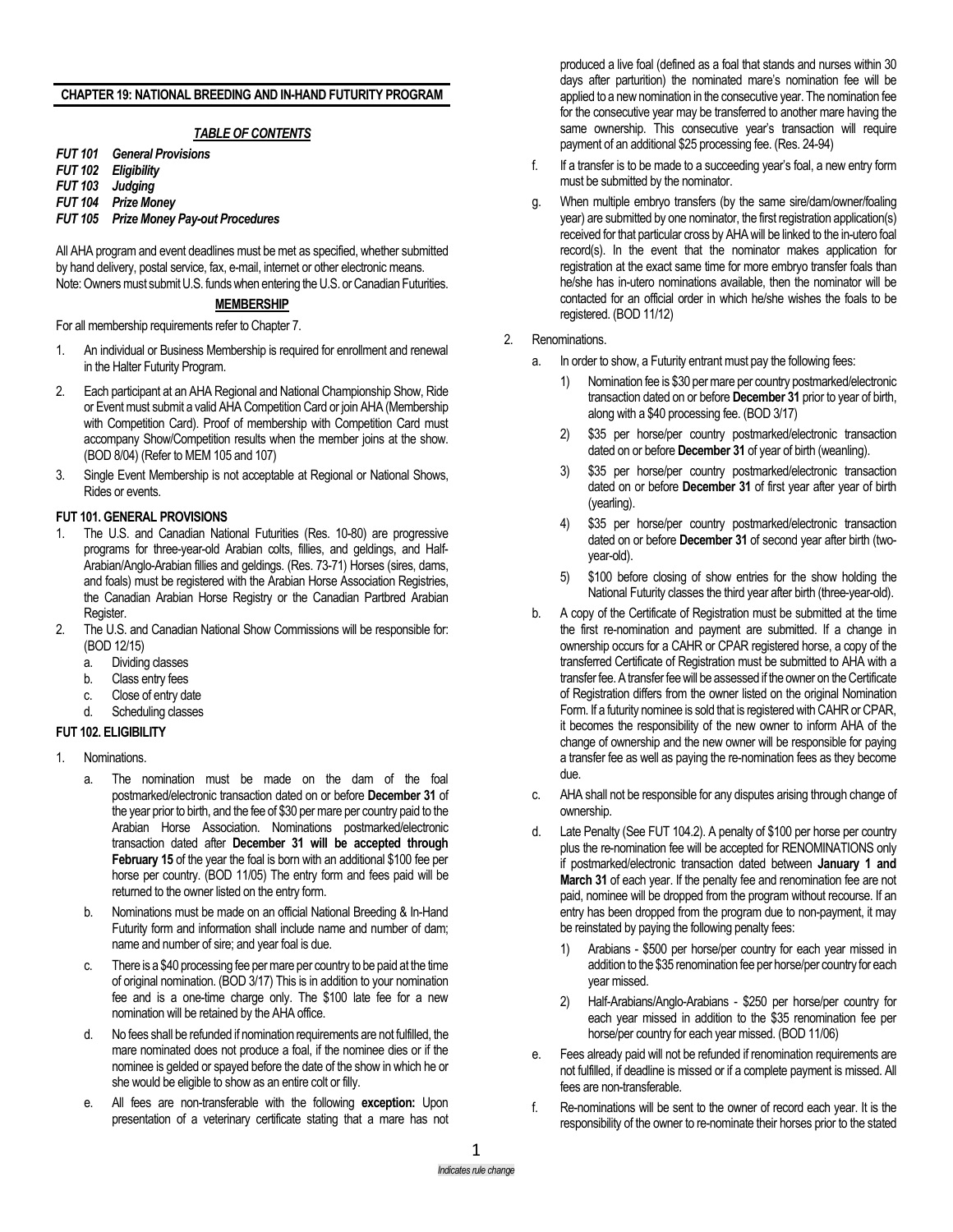## CHAPTER 19: NATIONAL BREEDING AND IN-HAND FUTURITY PROGRAM

### *TABLE OF CONTENTS*

*FUT 101 General Provisions*
*FUT 102 Eligibility*
*FUT 103 Judging*
*FUT 104 Prize Money*
*FUT 105 Prize Money Pay-out Procedures*

All AHA program and event deadlines must be met as specified, whether submitted by hand delivery, postal service, fax, e-mail, internet or other electronic means.
Note: Owners must submit U.S. funds when entering the U.S. or Canadian Futurities.

### MEMBERSHIP

For all membership requirements refer to Chapter 7.

1. An individual or Business Membership is required for enrollment and renewal in the Halter Futurity Program.
2. Each participant at an AHA Regional and National Championship Show, Ride or Event must submit a valid AHA Competition Card or join AHA (Membership with Competition Card). Proof of membership with Competition Card must accompany Show/Competition results when the member joins at the show. (BOD 8/04) (Refer to MEM 105 and 107)
3. Single Event Membership is not acceptable at Regional or National Shows, Rides or events.

### FUT 101. GENERAL PROVISIONS

1. The U.S. and Canadian National Futurities (Res. 10-80) are progressive programs for three-year-old Arabian colts, fillies, and geldings, and Half-Arabian/Anglo-Arabian fillies and geldings. (Res. 73-71) Horses (sires, dams, and foals) must be registered with the Arabian Horse Association Registries, the Canadian Arabian Horse Registry or the Canadian Partbred Arabian Register.
2. The U.S. and Canadian National Show Commissions will be responsible for: (BOD 12/15)
   a. Dividing classes
   b. Class entry fees
   c. Close of entry date
   d. Scheduling classes

### FUT 102. ELIGIBILITY

1. Nominations.
   a. The nomination must be made on the dam of the foal postmarked/electronic transaction dated on or before **December 31** of the year prior to birth, and the fee of $30 per mare per country paid to the Arabian Horse Association. Nominations postmarked/electronic transaction dated after **December 31 will be accepted through February 15** of the year the foal is born with an additional $100 fee per horse per country. (BOD 11/05) The entry form and fees paid will be returned to the owner listed on the entry form.
   b. Nominations must be made on an official National Breeding & In-Hand Futurity form and information shall include name and number of dam; name and number of sire; and year foal is due.
   c. There is a $40 processing fee per mare per country to be paid at the time of original nomination. (BOD 3/17) This is in addition to your nomination fee and is a one-time charge only. The $100 late fee for a new nomination will be retained by the AHA office.
   d. No fees shall be refunded if nomination requirements are not fulfilled, the mare nominated does not produce a foal, if the nominee dies or if the nominee is gelded or spayed before the date of the show in which he or she would be eligible to show as an entire colt or filly.
   e. All fees are non-transferable with the following **exception:** Upon presentation of a veterinary certificate stating that a mare has not produced a live foal (defined as a foal that stands and nurses within 30 days after parturition) the nominated mare's nomination fee will be applied to a new nomination in the consecutive year. The nomination fee for the consecutive year may be transferred to another mare having the same ownership. This consecutive year's transaction will require payment of an additional $25 processing fee. (Res. 24-94)
   f. If a transfer is to be made to a succeeding year's foal, a new entry form must be submitted by the nominator.
   g. When multiple embryo transfers (by the same sire/dam/owner/foaling year) are submitted by one nominator, the first registration application(s) received for that particular cross by AHA will be linked to the in-utero foal record(s). In the event that the nominator makes application for registration at the exact same time for more embryo transfer foals than he/she has in-utero nominations available, then the nominator will be contacted for an official order in which he/she wishes the foals to be registered. (BOD 11/12)
2. Renominations.
   a. In order to show, a Futurity entrant must pay the following fees:
      1) Nomination fee is $30 per mare per country postmarked/electronic transaction dated on or before **December 31** prior to year of birth, along with a $40 processing fee. (BOD 3/17)
      2) $35 per horse/per country postmarked/electronic transaction dated on or before **December 31** of year of birth (weanling).
      3) $35 per horse/per country postmarked/electronic transaction dated on or before **December 31** of first year after year of birth (yearling).
      4) $35 per horse/per country postmarked/electronic transaction dated on or before **December 31** of second year after birth (two-year-old).
      5) $100 before closing of show entries for the show holding the National Futurity classes the third year after birth (three-year-old).
   b. A copy of the Certificate of Registration must be submitted at the time the first re-nomination and payment are submitted. If a change in ownership occurs for a CAHR or CPAR registered horse, a copy of the transferred Certificate of Registration must be submitted to AHA with a transfer fee. A transfer fee will be assessed if the owner on the Certificate of Registration differs from the owner listed on the original Nomination Form. If a futurity nominee is sold that is registered with CAHR or CPAR, it becomes the responsibility of the new owner to inform AHA of the change of ownership and the new owner will be responsible for paying a transfer fee as well as paying the re-nomination fees as they become due.
   c. AHA shall not be responsible for any disputes arising through change of ownership.
   d. Late Penalty (See FUT 104.2). A penalty of $100 per horse per country plus the re-nomination fee will be accepted for RENOMINATIONS only if postmarked/electronic transaction dated between **January 1 and March 31** of each year. If the penalty fee and renomination fee are not paid, nominee will be dropped from the program without recourse. If an entry has been dropped from the program due to non-payment, it may be reinstated by paying the following penalty fees:
      1) Arabians - $500 per horse/per country for each year missed in addition to the $35 renomination fee per horse/per country for each year missed.
      2) Half-Arabians/Anglo-Arabians - $250 per horse/per country for each year missed in addition to the $35 renomination fee per horse/per country for each year missed. (BOD 11/06)
   e. Fees already paid will not be refunded if renomination requirements are not fulfilled, if deadline is missed or if a complete payment is missed. All fees are non-transferable.
   f. Re-nominations will be sent to the owner of record each year. It is the responsibility of the owner to re-nominate their horses prior to the stated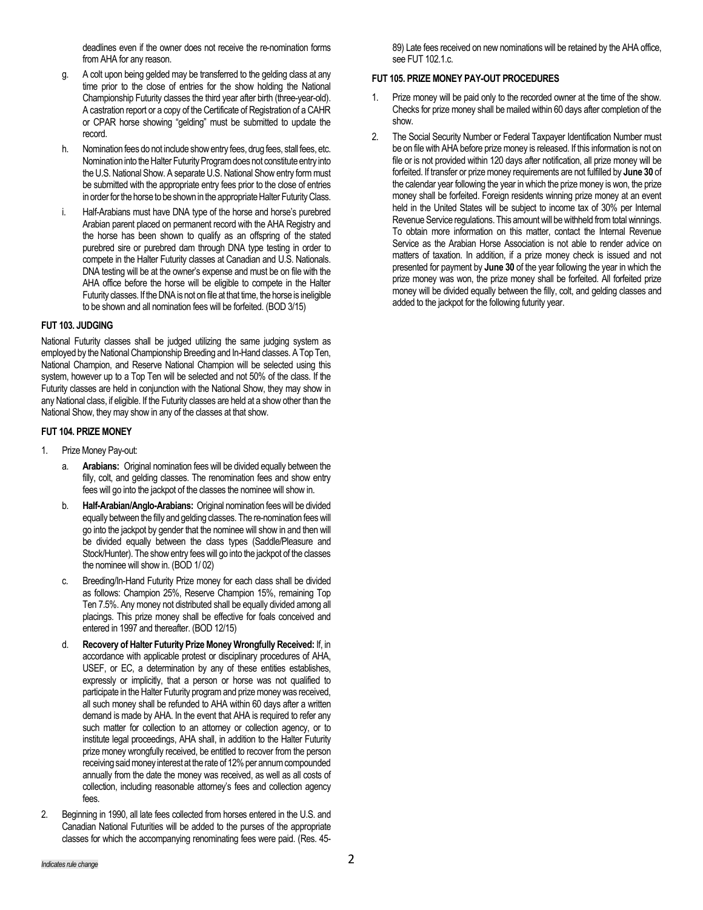deadlines even if the owner does not receive the re-nomination forms from AHA for any reason.

g. A colt upon being gelded may be transferred to the gelding class at any time prior to the close of entries for the show holding the National Championship Futurity classes the third year after birth (three-year-old). A castration report or a copy of the Certificate of Registration of a CAHR or CPAR horse showing "gelding" must be submitted to update the record.

h. Nomination fees do not include show entry fees, drug fees, stall fees, etc. Nomination into the Halter Futurity Program does not constitute entry into the U.S. National Show. A separate U.S. National Show entry form must be submitted with the appropriate entry fees prior to the close of entries in order for the horse to be shown in the appropriate Halter Futurity Class.

i. Half-Arabians must have DNA type of the horse and horse's purebred Arabian parent placed on permanent record with the AHA Registry and the horse has been shown to qualify as an offspring of the stated purebred sire or purebred dam through DNA type testing in order to compete in the Halter Futurity classes at Canadian and U.S. Nationals. DNA testing will be at the owner's expense and must be on file with the AHA office before the horse will be eligible to compete in the Halter Futurity classes. If the DNA is not on file at that time, the horse is ineligible to be shown and all nomination fees will be forfeited. (BOD 3/15)

### FUT 103. JUDGING

National Futurity classes shall be judged utilizing the same judging system as employed by the National Championship Breeding and In-Hand classes. A Top Ten, National Champion, and Reserve National Champion will be selected using this system, however up to a Top Ten will be selected and not 50% of the class. If the Futurity classes are held in conjunction with the National Show, they may show in any National class, if eligible. If the Futurity classes are held at a show other than the National Show, they may show in any of the classes at that show.

### FUT 104. PRIZE MONEY

1. Prize Money Pay-out:

   a. **Arabians:** Original nomination fees will be divided equally between the filly, colt, and gelding classes. The renomination fees and show entry fees will go into the jackpot of the classes the nominee will show in.

   b. **Half-Arabian/Anglo-Arabians:** Original nomination fees will be divided equally between the filly and gelding classes. The re-nomination fees will go into the jackpot by gender that the nominee will show in and then will be divided equally between the class types (Saddle/Pleasure and Stock/Hunter). The show entry fees will go into the jackpot of the classes the nominee will show in. (BOD 1/ 02)

   c. Breeding/In-Hand Futurity Prize money for each class shall be divided as follows: Champion 25%, Reserve Champion 15%, remaining Top Ten 7.5%. Any money not distributed shall be equally divided among all placings. This prize money shall be effective for foals conceived and entered in 1997 and thereafter. (BOD 12/15)

   d. **Recovery of Halter Futurity Prize Money Wrongfully Received:** If, in accordance with applicable protest or disciplinary procedures of AHA, USEF, or EC, a determination by any of these entities establishes, expressly or implicitly, that a person or horse was not qualified to participate in the Halter Futurity program and prize money was received, all such money shall be refunded to AHA within 60 days after a written demand is made by AHA. In the event that AHA is required to refer any such matter for collection to an attorney or collection agency, or to institute legal proceedings, AHA shall, in addition to the Halter Futurity prize money wrongfully received, be entitled to recover from the person receiving said money interest at the rate of 12% per annum compounded annually from the date the money was received, as well as all costs of collection, including reasonable attorney's fees and collection agency fees.

2. Beginning in 1990, all late fees collected from horses entered in the U.S. and Canadian National Futurities will be added to the purses of the appropriate classes for which the accompanying renominating fees were paid. (Res. 45-89) Late fees received on new nominations will be retained by the AHA office, see FUT 102.1.c.

### FUT 105. PRIZE MONEY PAY-OUT PROCEDURES

1. Prize money will be paid only to the recorded owner at the time of the show. Checks for prize money shall be mailed within 60 days after completion of the show.

2. The Social Security Number or Federal Taxpayer Identification Number must be on file with AHA before prize money is released. If this information is not on file or is not provided within 120 days after notification, all prize money will be forfeited. If transfer or prize money requirements are not fulfilled by **June 30** of the calendar year following the year in which the prize money is won, the prize money shall be forfeited. Foreign residents winning prize money at an event held in the United States will be subject to income tax of 30% per Internal Revenue Service regulations. This amount will be withheld from total winnings. To obtain more information on this matter, contact the Internal Revenue Service as the Arabian Horse Association is not able to render advice on matters of taxation. In addition, if a prize money check is issued and not presented for payment by **June 30** of the year following the year in which the prize money was won, the prize money shall be forfeited. All forfeited prize money will be divided equally between the filly, colt, and gelding classes and added to the jackpot for the following futurity year.